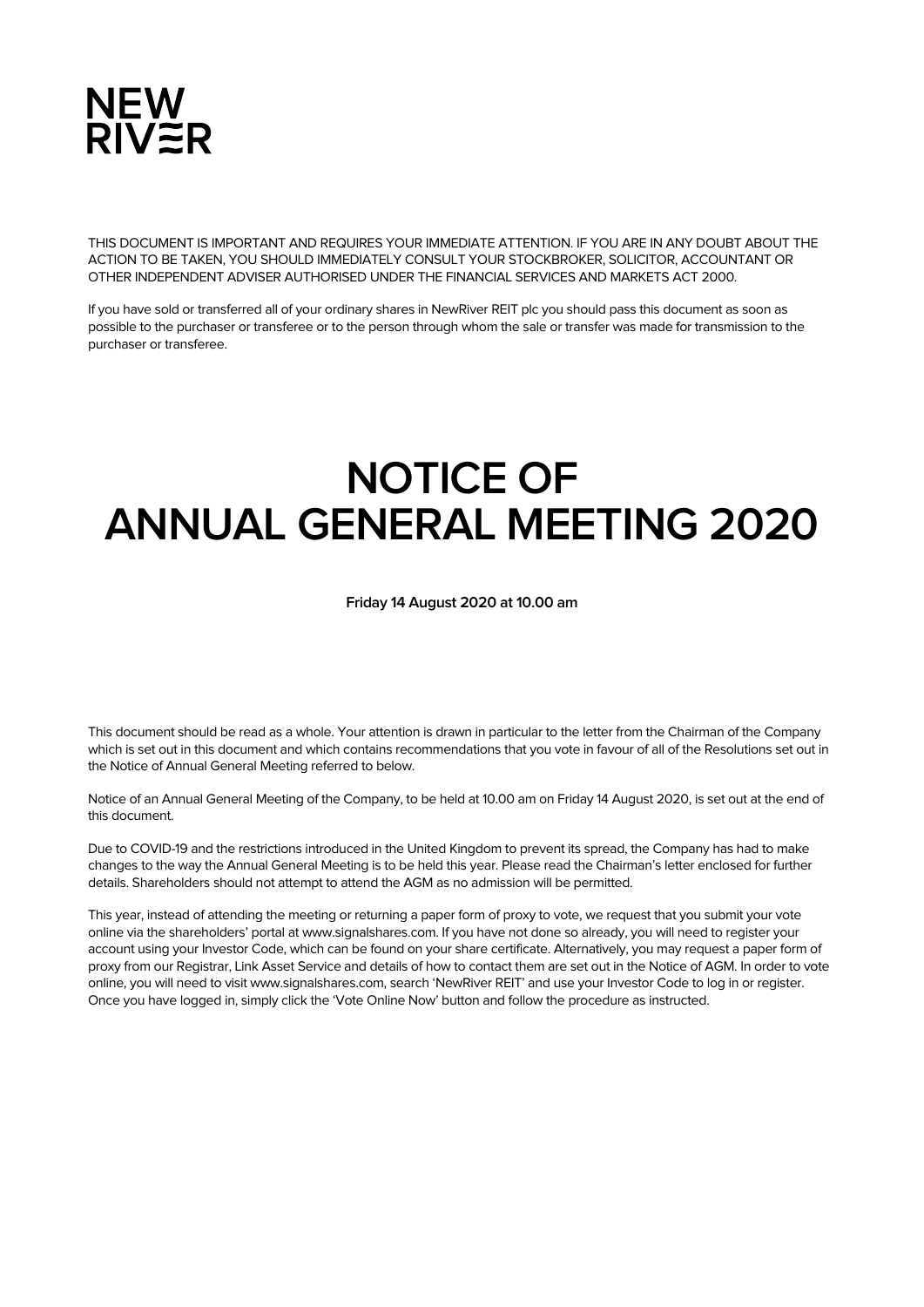NEW
RIVER

THIS DOCUMENT IS IMPORTANT AND REQUIRES YOUR IMMEDIATE ATTENTION. IF YOU ARE IN ANY DOUBT ABOUT THE ACTION TO BE TAKEN, YOU SHOULD IMMEDIATELY CONSULT YOUR STOCKBROKER, SOLICITOR, ACCOUNTANT OR OTHER INDEPENDENT ADVISER AUTHORISED UNDER THE FINANCIAL SERVICES AND MARKETS ACT 2000.

If you have sold or transferred all of your ordinary shares in NewRiver REIT plc you should pass this document as soon as possible to the purchaser or transferee or to the person through whom the sale or transfer was made for transmission to the purchaser or transferee.

# NOTICE OF ANNUAL GENERAL MEETING 2020

**Friday 14 August 2020 at 10.00 am**

This document should be read as a whole. Your attention is drawn in particular to the letter from the Chairman of the Company which is set out in this document and which contains recommendations that you vote in favour of all of the Resolutions set out in the Notice of Annual General Meeting referred to below.

Notice of an Annual General Meeting of the Company, to be held at 10.00 am on Friday 14 August 2020, is set out at the end of this document.

Due to COVID-19 and the restrictions introduced in the United Kingdom to prevent its spread, the Company has had to make changes to the way the Annual General Meeting is to be held this year. Please read the Chairman's letter enclosed for further details. Shareholders should not attempt to attend the AGM as no admission will be permitted.

This year, instead of attending the meeting or returning a paper form of proxy to vote, we request that you submit your vote online via the shareholders' portal at www.signalshares.com. If you have not done so already, you will need to register your account using your Investor Code, which can be found on your share certificate. Alternatively, you may request a paper form of proxy from our Registrar, Link Asset Service and details of how to contact them are set out in the Notice of AGM. In order to vote online, you will need to visit www.signalshares.com, search 'NewRiver REIT' and use your Investor Code to log in or register. Once you have logged in, simply click the 'Vote Online Now' button and follow the procedure as instructed.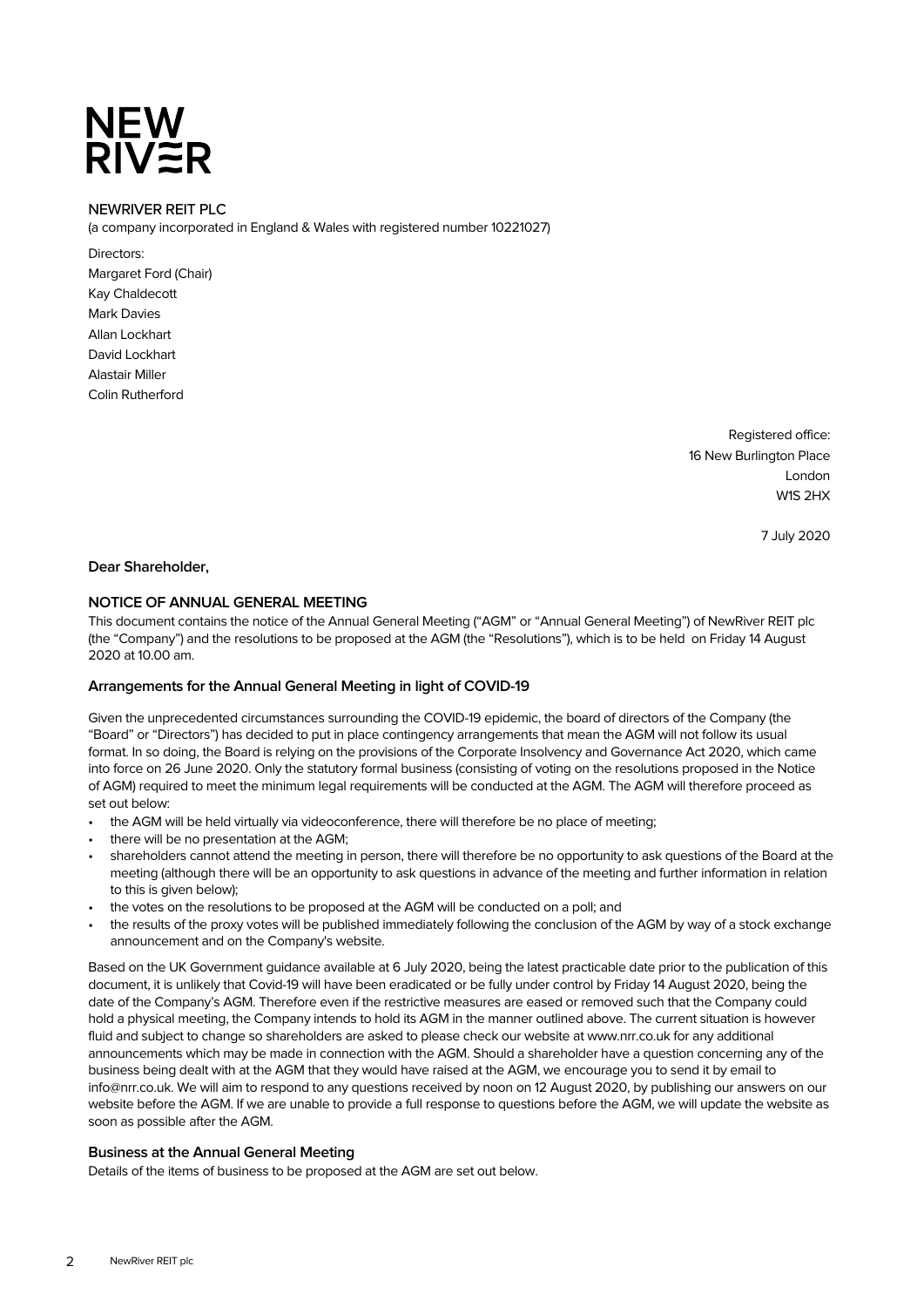NEW
RIVER

NEWRIVER REIT PLC
(a company incorporated in England & Wales with registered number 10221027)

Directors:
Margaret Ford (Chair)
Kay Chaldecott
Mark Davies
Allan Lockhart
David Lockhart
Alastair Miller
Colin Rutherford

Registered office:
16 New Burlington Place
London
W1S 2HX

7 July 2020

**Dear Shareholder,**

## NOTICE OF ANNUAL GENERAL MEETING

This document contains the notice of the Annual General Meeting ("AGM" or "Annual General Meeting") of NewRiver REIT plc (the "Company") and the resolutions to be proposed at the AGM (the "Resolutions"), which is to be held on Friday 14 August 2020 at 10.00 am.

### Arrangements for the Annual General Meeting in light of COVID-19

Given the unprecedented circumstances surrounding the COVID-19 epidemic, the board of directors of the Company (the "Board" or "Directors") has decided to put in place contingency arrangements that mean the AGM will not follow its usual format. In so doing, the Board is relying on the provisions of the Corporate Insolvency and Governance Act 2020, which came into force on 26 June 2020. Only the statutory formal business (consisting of voting on the resolutions proposed in the Notice of AGM) required to meet the minimum legal requirements will be conducted at the AGM. The AGM will therefore proceed as set out below:

- the AGM will be held virtually via videoconference, there will therefore be no place of meeting;
- there will be no presentation at the AGM;
- shareholders cannot attend the meeting in person, there will therefore be no opportunity to ask questions of the Board at the meeting (although there will be an opportunity to ask questions in advance of the meeting and further information in relation to this is given below);
- the votes on the resolutions to be proposed at the AGM will be conducted on a poll; and
- the results of the proxy votes will be published immediately following the conclusion of the AGM by way of a stock exchange announcement and on the Company's website.

Based on the UK Government guidance available at 6 July 2020, being the latest practicable date prior to the publication of this document, it is unlikely that Covid-19 will have been eradicated or be fully under control by Friday 14 August 2020, being the date of the Company's AGM. Therefore even if the restrictive measures are eased or removed such that the Company could hold a physical meeting, the Company intends to hold its AGM in the manner outlined above. The current situation is however fluid and subject to change so shareholders are asked to please check our website at www.nrr.co.uk for any additional announcements which may be made in connection with the AGM. Should a shareholder have a question concerning any of the business being dealt with at the AGM that they would have raised at the AGM, we encourage you to send it by email to info@nrr.co.uk. We will aim to respond to any questions received by noon on 12 August 2020, by publishing our answers on our website before the AGM. If we are unable to provide a full response to questions before the AGM, we will update the website as soon as possible after the AGM.

### Business at the Annual General Meeting

Details of the items of business to be proposed at the AGM are set out below.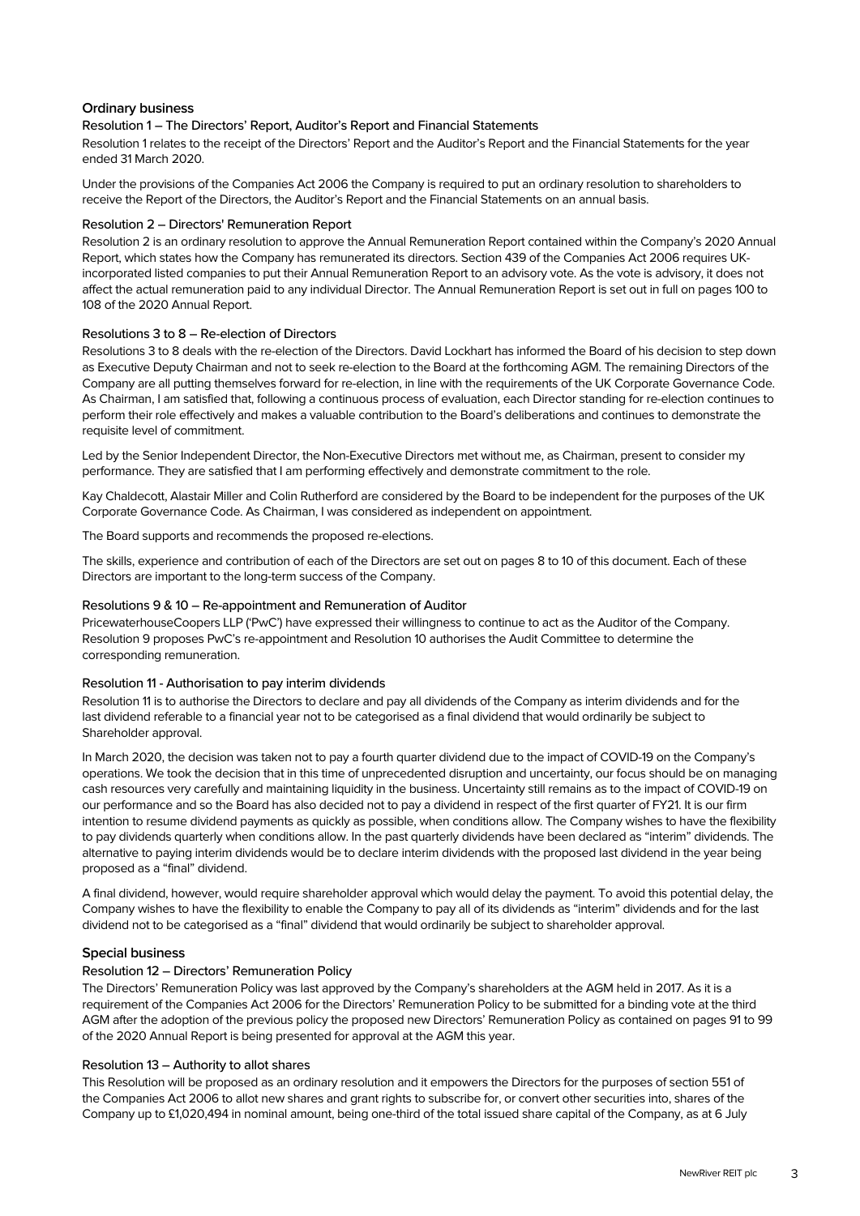## Ordinary business

### Resolution 1 – The Directors' Report, Auditor's Report and Financial Statements

Resolution 1 relates to the receipt of the Directors' Report and the Auditor's Report and the Financial Statements for the year ended 31 March 2020.

Under the provisions of the Companies Act 2006 the Company is required to put an ordinary resolution to shareholders to receive the Report of the Directors, the Auditor's Report and the Financial Statements on an annual basis.

### Resolution 2 – Directors' Remuneration Report

Resolution 2 is an ordinary resolution to approve the Annual Remuneration Report contained within the Company's 2020 Annual Report, which states how the Company has remunerated its directors. Section 439 of the Companies Act 2006 requires UK-incorporated listed companies to put their Annual Remuneration Report to an advisory vote. As the vote is advisory, it does not affect the actual remuneration paid to any individual Director. The Annual Remuneration Report is set out in full on pages 100 to 108 of the 2020 Annual Report.

### Resolutions 3 to 8 – Re-election of Directors

Resolutions 3 to 8 deals with the re-election of the Directors. David Lockhart has informed the Board of his decision to step down as Executive Deputy Chairman and not to seek re-election to the Board at the forthcoming AGM. The remaining Directors of the Company are all putting themselves forward for re-election, in line with the requirements of the UK Corporate Governance Code. As Chairman, I am satisfied that, following a continuous process of evaluation, each Director standing for re-election continues to perform their role effectively and makes a valuable contribution to the Board's deliberations and continues to demonstrate the requisite level of commitment.

Led by the Senior Independent Director, the Non-Executive Directors met without me, as Chairman, present to consider my performance. They are satisfied that I am performing effectively and demonstrate commitment to the role.

Kay Chaldecott, Alastair Miller and Colin Rutherford are considered by the Board to be independent for the purposes of the UK Corporate Governance Code. As Chairman, I was considered as independent on appointment.

The Board supports and recommends the proposed re-elections.

The skills, experience and contribution of each of the Directors are set out on pages 8 to 10 of this document. Each of these Directors are important to the long-term success of the Company.

### Resolutions 9 & 10 – Re-appointment and Remuneration of Auditor

PricewaterhouseCoopers LLP ('PwC') have expressed their willingness to continue to act as the Auditor of the Company. Resolution 9 proposes PwC's re-appointment and Resolution 10 authorises the Audit Committee to determine the corresponding remuneration.

### Resolution 11 - Authorisation to pay interim dividends

Resolution 11 is to authorise the Directors to declare and pay all dividends of the Company as interim dividends and for the last dividend referable to a financial year not to be categorised as a final dividend that would ordinarily be subject to Shareholder approval.

In March 2020, the decision was taken not to pay a fourth quarter dividend due to the impact of COVID-19 on the Company's operations. We took the decision that in this time of unprecedented disruption and uncertainty, our focus should be on managing cash resources very carefully and maintaining liquidity in the business. Uncertainty still remains as to the impact of COVID-19 on our performance and so the Board has also decided not to pay a dividend in respect of the first quarter of FY21. It is our firm intention to resume dividend payments as quickly as possible, when conditions allow. The Company wishes to have the flexibility to pay dividends quarterly when conditions allow. In the past quarterly dividends have been declared as "interim" dividends. The alternative to paying interim dividends would be to declare interim dividends with the proposed last dividend in the year being proposed as a "final" dividend.

A final dividend, however, would require shareholder approval which would delay the payment. To avoid this potential delay, the Company wishes to have the flexibility to enable the Company to pay all of its dividends as "interim" dividends and for the last dividend not to be categorised as a "final" dividend that would ordinarily be subject to shareholder approval.

## Special business

### Resolution 12 – Directors' Remuneration Policy

The Directors' Remuneration Policy was last approved by the Company's shareholders at the AGM held in 2017. As it is a requirement of the Companies Act 2006 for the Directors' Remuneration Policy to be submitted for a binding vote at the third AGM after the adoption of the previous policy the proposed new Directors' Remuneration Policy as contained on pages 91 to 99 of the 2020 Annual Report is being presented for approval at the AGM this year.

### Resolution 13 – Authority to allot shares

This Resolution will be proposed as an ordinary resolution and it empowers the Directors for the purposes of section 551 of the Companies Act 2006 to allot new shares and grant rights to subscribe for, or convert other securities into, shares of the Company up to £1,020,494 in nominal amount, being one-third of the total issued share capital of the Company, as at 6 July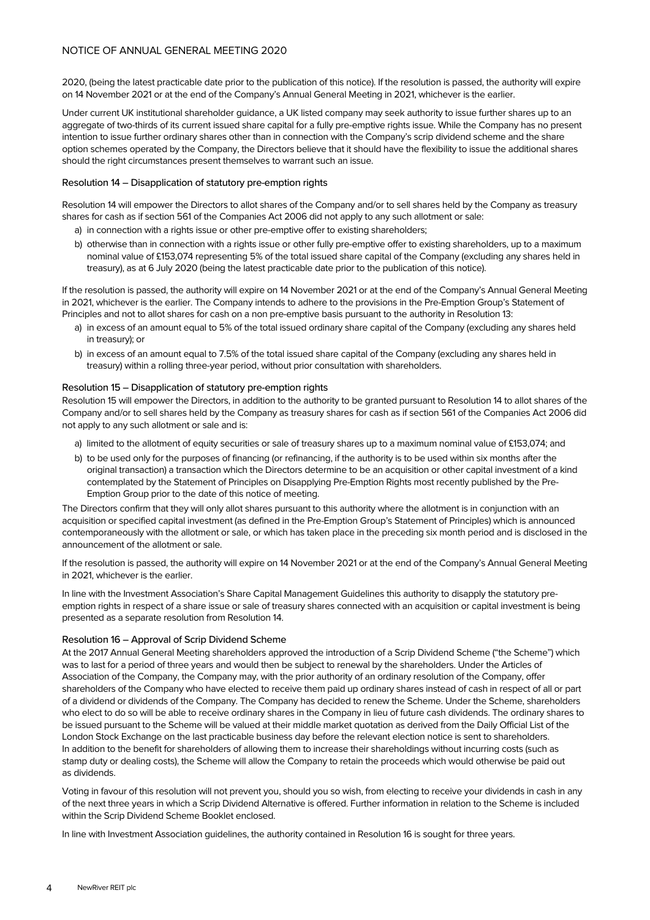2020, (being the latest practicable date prior to the publication of this notice). If the resolution is passed, the authority will expire on 14 November 2021 or at the end of the Company's Annual General Meeting in 2021, whichever is the earlier.

Under current UK institutional shareholder guidance, a UK listed company may seek authority to issue further shares up to an aggregate of two-thirds of its current issued share capital for a fully pre-emptive rights issue. While the Company has no present intention to issue further ordinary shares other than in connection with the Company's scrip dividend scheme and the share option schemes operated by the Company, the Directors believe that it should have the flexibility to issue the additional shares should the right circumstances present themselves to warrant such an issue.

### Resolution 14 – Disapplication of statutory pre-emption rights

Resolution 14 will empower the Directors to allot shares of the Company and/or to sell shares held by the Company as treasury shares for cash as if section 561 of the Companies Act 2006 did not apply to any such allotment or sale:

a) in connection with a rights issue or other pre-emptive offer to existing shareholders;
b) otherwise than in connection with a rights issue or other fully pre-emptive offer to existing shareholders, up to a maximum nominal value of £153,074 representing 5% of the total issued share capital of the Company (excluding any shares held in treasury), as at 6 July 2020 (being the latest practicable date prior to the publication of this notice).

If the resolution is passed, the authority will expire on 14 November 2021 or at the end of the Company's Annual General Meeting in 2021, whichever is the earlier. The Company intends to adhere to the provisions in the Pre-Emption Group's Statement of Principles and not to allot shares for cash on a non pre-emptive basis pursuant to the authority in Resolution 13:

a) in excess of an amount equal to 5% of the total issued ordinary share capital of the Company (excluding any shares held in treasury); or
b) in excess of an amount equal to 7.5% of the total issued share capital of the Company (excluding any shares held in treasury) within a rolling three-year period, without prior consultation with shareholders.

### Resolution 15 – Disapplication of statutory pre-emption rights

Resolution 15 will empower the Directors, in addition to the authority to be granted pursuant to Resolution 14 to allot shares of the Company and/or to sell shares held by the Company as treasury shares for cash as if section 561 of the Companies Act 2006 did not apply to any such allotment or sale and is:

a) limited to the allotment of equity securities or sale of treasury shares up to a maximum nominal value of £153,074; and
b) to be used only for the purposes of financing (or refinancing, if the authority is to be used within six months after the original transaction) a transaction which the Directors determine to be an acquisition or other capital investment of a kind contemplated by the Statement of Principles on Disapplying Pre-Emption Rights most recently published by the Pre-Emption Group prior to the date of this notice of meeting.

The Directors confirm that they will only allot shares pursuant to this authority where the allotment is in conjunction with an acquisition or specified capital investment (as defined in the Pre-Emption Group's Statement of Principles) which is announced contemporaneously with the allotment or sale, or which has taken place in the preceding six month period and is disclosed in the announcement of the allotment or sale.

If the resolution is passed, the authority will expire on 14 November 2021 or at the end of the Company's Annual General Meeting in 2021, whichever is the earlier.

In line with the Investment Association's Share Capital Management Guidelines this authority to disapply the statutory pre-emption rights in respect of a share issue or sale of treasury shares connected with an acquisition or capital investment is being presented as a separate resolution from Resolution 14.

### Resolution 16 – Approval of Scrip Dividend Scheme

At the 2017 Annual General Meeting shareholders approved the introduction of a Scrip Dividend Scheme ("the Scheme") which was to last for a period of three years and would then be subject to renewal by the shareholders. Under the Articles of Association of the Company, the Company may, with the prior authority of an ordinary resolution of the Company, offer shareholders of the Company who have elected to receive them paid up ordinary shares instead of cash in respect of all or part of a dividend or dividends of the Company. The Company has decided to renew the Scheme. Under the Scheme, shareholders who elect to do so will be able to receive ordinary shares in the Company in lieu of future cash dividends. The ordinary shares to be issued pursuant to the Scheme will be valued at their middle market quotation as derived from the Daily Official List of the London Stock Exchange on the last practicable business day before the relevant election notice is sent to shareholders. In addition to the benefit for shareholders of allowing them to increase their shareholdings without incurring costs (such as stamp duty or dealing costs), the Scheme will allow the Company to retain the proceeds which would otherwise be paid out as dividends.

Voting in favour of this resolution will not prevent you, should you so wish, from electing to receive your dividends in cash in any of the next three years in which a Scrip Dividend Alternative is offered. Further information in relation to the Scheme is included within the Scrip Dividend Scheme Booklet enclosed.

In line with Investment Association guidelines, the authority contained in Resolution 16 is sought for three years.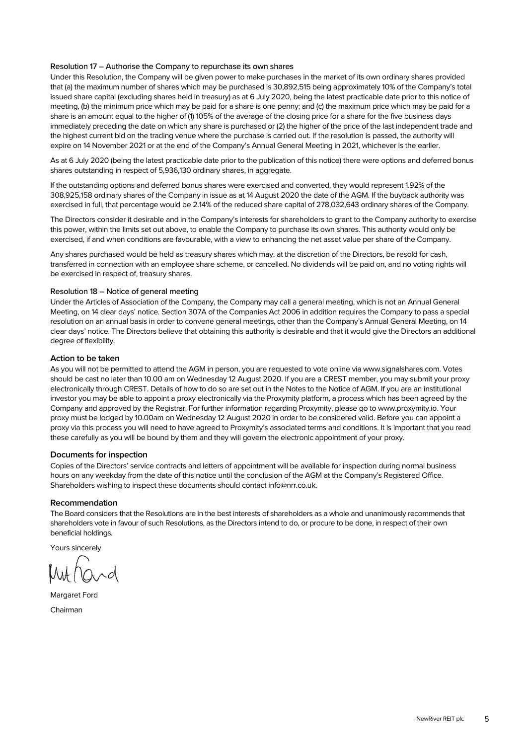### Resolution 17 – Authorise the Company to repurchase its own shares

Under this Resolution, the Company will be given power to make purchases in the market of its own ordinary shares provided that (a) the maximum number of shares which may be purchased is 30,892,515 being approximately 10% of the Company's total issued share capital (excluding shares held in treasury) as at 6 July 2020, being the latest practicable date prior to this notice of meeting, (b) the minimum price which may be paid for a share is one penny; and (c) the maximum price which may be paid for a share is an amount equal to the higher of (1) 105% of the average of the closing price for a share for the five business days immediately preceding the date on which any share is purchased or (2) the higher of the price of the last independent trade and the highest current bid on the trading venue where the purchase is carried out. If the resolution is passed, the authority will expire on 14 November 2021 or at the end of the Company's Annual General Meeting in 2021, whichever is the earlier.

As at 6 July 2020 (being the latest practicable date prior to the publication of this notice) there were options and deferred bonus shares outstanding in respect of 5,936,130 ordinary shares, in aggregate.

If the outstanding options and deferred bonus shares were exercised and converted, they would represent 1.92% of the 308,925,158 ordinary shares of the Company in issue as at 14 August 2020 the date of the AGM. If the buyback authority was exercised in full, that percentage would be 2.14% of the reduced share capital of 278,032,643 ordinary shares of the Company.

The Directors consider it desirable and in the Company's interests for shareholders to grant to the Company authority to exercise this power, within the limits set out above, to enable the Company to purchase its own shares. This authority would only be exercised, if and when conditions are favourable, with a view to enhancing the net asset value per share of the Company.

Any shares purchased would be held as treasury shares which may, at the discretion of the Directors, be resold for cash, transferred in connection with an employee share scheme, or cancelled. No dividends will be paid on, and no voting rights will be exercised in respect of, treasury shares.

### Resolution 18 – Notice of general meeting

Under the Articles of Association of the Company, the Company may call a general meeting, which is not an Annual General Meeting, on 14 clear days' notice. Section 307A of the Companies Act 2006 in addition requires the Company to pass a special resolution on an annual basis in order to convene general meetings, other than the Company's Annual General Meeting, on 14 clear days' notice. The Directors believe that obtaining this authority is desirable and that it would give the Directors an additional degree of flexibility.

### Action to be taken

As you will not be permitted to attend the AGM in person, you are requested to vote online via www.signalshares.com. Votes should be cast no later than 10.00 am on Wednesday 12 August 2020. If you are a CREST member, you may submit your proxy electronically through CREST. Details of how to do so are set out in the Notes to the Notice of AGM. If you are an institutional investor you may be able to appoint a proxy electronically via the Proxymity platform, a process which has been agreed by the Company and approved by the Registrar. For further information regarding Proxymity, please go to www.proxymity.io. Your proxy must be lodged by 10.00am on Wednesday 12 August 2020 in order to be considered valid. Before you can appoint a proxy via this process you will need to have agreed to Proxymity's associated terms and conditions. It is important that you read these carefully as you will be bound by them and they will govern the electronic appointment of your proxy.

### Documents for inspection

Copies of the Directors' service contracts and letters of appointment will be available for inspection during normal business hours on any weekday from the date of this notice until the conclusion of the AGM at the Company's Registered Office. Shareholders wishing to inspect these documents should contact info@nrr.co.uk.

### Recommendation

The Board considers that the Resolutions are in the best interests of shareholders as a whole and unanimously recommends that shareholders vote in favour of such Resolutions, as the Directors intend to do, or procure to be done, in respect of their own beneficial holdings.

Yours sincerely

Margaret Ford

Chairman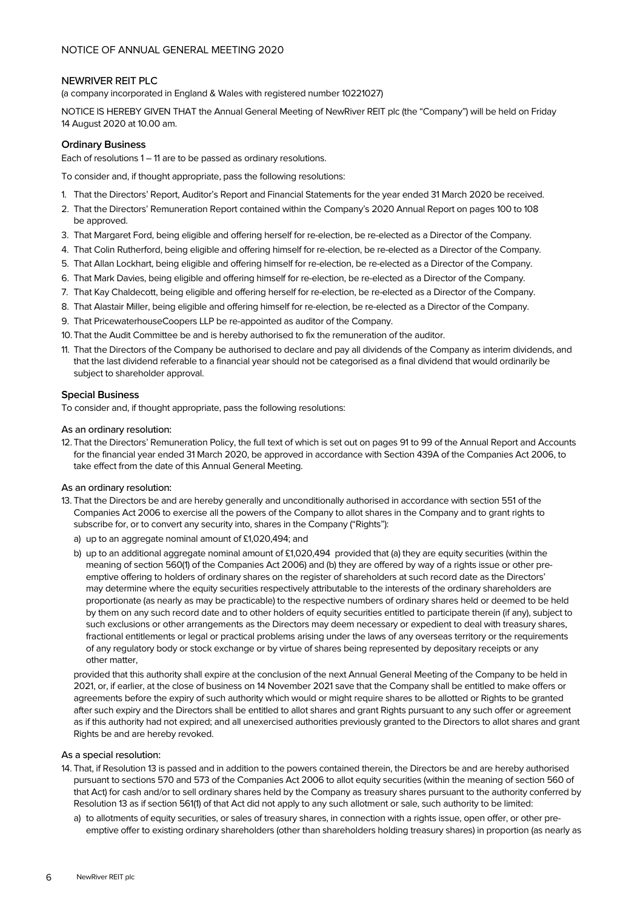NOTICE OF ANNUAL GENERAL MEETING 2020

# NEWRIVER REIT PLC

(a company incorporated in England & Wales with registered number 10221027)

NOTICE IS HEREBY GIVEN THAT the Annual General Meeting of NewRiver REIT plc (the "Company") will be held on Friday 14 August 2020 at 10.00 am.

## Ordinary Business

Each of resolutions 1 – 11 are to be passed as ordinary resolutions.

To consider and, if thought appropriate, pass the following resolutions:

1. That the Directors' Report, Auditor's Report and Financial Statements for the year ended 31 March 2020 be received.
2. That the Directors' Remuneration Report contained within the Company's 2020 Annual Report on pages 100 to 108 be approved.
3. That Margaret Ford, being eligible and offering herself for re-election, be re-elected as a Director of the Company.
4. That Colin Rutherford, being eligible and offering himself for re-election, be re-elected as a Director of the Company.
5. That Allan Lockhart, being eligible and offering himself for re-election, be re-elected as a Director of the Company.
6. That Mark Davies, being eligible and offering himself for re-election, be re-elected as a Director of the Company.
7. That Kay Chaldecott, being eligible and offering herself for re-election, be re-elected as a Director of the Company.
8. That Alastair Miller, being eligible and offering himself for re-election, be re-elected as a Director of the Company.
9. That PricewaterhouseCoopers LLP be re-appointed as auditor of the Company.
10. That the Audit Committee be and is hereby authorised to fix the remuneration of the auditor.
11. That the Directors of the Company be authorised to declare and pay all dividends of the Company as interim dividends, and that the last dividend referable to a financial year should not be categorised as a final dividend that would ordinarily be subject to shareholder approval.

## Special Business

To consider and, if thought appropriate, pass the following resolutions:

### As an ordinary resolution:

12. That the Directors' Remuneration Policy, the full text of which is set out on pages 91 to 99 of the Annual Report and Accounts for the financial year ended 31 March 2020, be approved in accordance with Section 439A of the Companies Act 2006, to take effect from the date of this Annual General Meeting.

### As an ordinary resolution:

13. That the Directors be and are hereby generally and unconditionally authorised in accordance with section 551 of the Companies Act 2006 to exercise all the powers of the Company to allot shares in the Company and to grant rights to subscribe for, or to convert any security into, shares in the Company ("Rights"):

    a) up to an aggregate nominal amount of £1,020,494; and

    b) up to an additional aggregate nominal amount of £1,020,494 provided that (a) they are equity securities (within the meaning of section 560(1) of the Companies Act 2006) and (b) they are offered by way of a rights issue or other pre-emptive offering to holders of ordinary shares on the register of shareholders at such record date as the Directors' may determine where the equity securities respectively attributable to the interests of the ordinary shareholders are proportionate (as nearly as may be practicable) to the respective numbers of ordinary shares held or deemed to be held by them on any such record date and to other holders of equity securities entitled to participate therein (if any), subject to such exclusions or other arrangements as the Directors may deem necessary or expedient to deal with treasury shares, fractional entitlements or legal or practical problems arising under the laws of any overseas territory or the requirements of any regulatory body or stock exchange or by virtue of shares being represented by depositary receipts or any other matter,

    provided that this authority shall expire at the conclusion of the next Annual General Meeting of the Company to be held in 2021, or, if earlier, at the close of business on 14 November 2021 save that the Company shall be entitled to make offers or agreements before the expiry of such authority which would or might require shares to be allotted or Rights to be granted after such expiry and the Directors shall be entitled to allot shares and grant Rights pursuant to any such offer or agreement as if this authority had not expired; and all unexercised authorities previously granted to the Directors to allot shares and grant Rights be and are hereby revoked.

### As a special resolution:

14. That, if Resolution 13 is passed and in addition to the powers contained therein, the Directors be and are hereby authorised pursuant to sections 570 and 573 of the Companies Act 2006 to allot equity securities (within the meaning of section 560 of that Act) for cash and/or to sell ordinary shares held by the Company as treasury shares pursuant to the authority conferred by Resolution 13 as if section 561(1) of that Act did not apply to any such allotment or sale, such authority to be limited:

    a) to allotments of equity securities, or sales of treasury shares, in connection with a rights issue, open offer, or other pre-emptive offer to existing ordinary shareholders (other than shareholders holding treasury shares) in proportion (as nearly as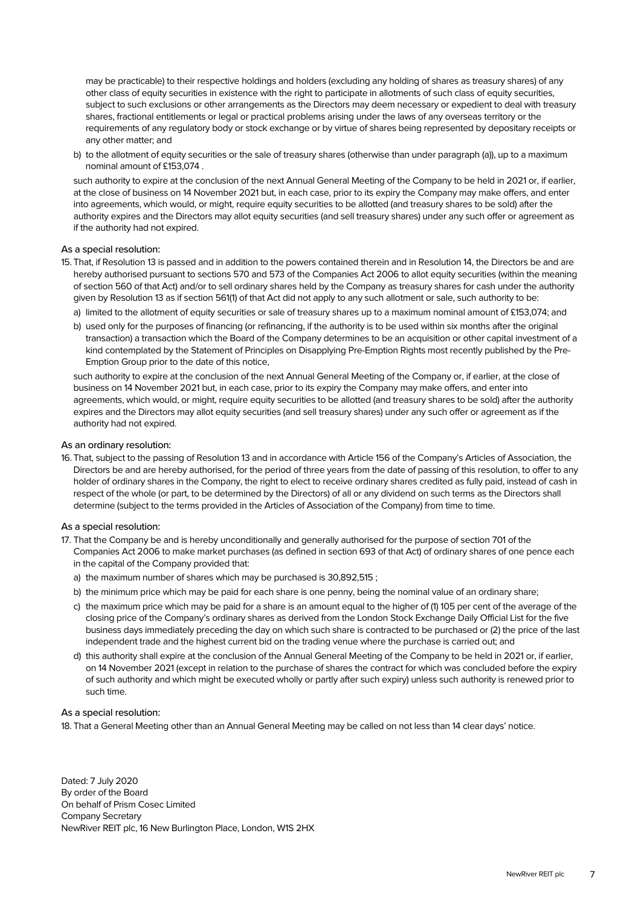may be practicable) to their respective holdings and holders (excluding any holding of shares as treasury shares) of any other class of equity securities in existence with the right to participate in allotments of such class of equity securities, subject to such exclusions or other arrangements as the Directors may deem necessary or expedient to deal with treasury shares, fractional entitlements or legal or practical problems arising under the laws of any overseas territory or the requirements of any regulatory body or stock exchange or by virtue of shares being represented by depositary receipts or any other matter; and

b) to the allotment of equity securities or the sale of treasury shares (otherwise than under paragraph (a)), up to a maximum nominal amount of £153,074 .

such authority to expire at the conclusion of the next Annual General Meeting of the Company to be held in 2021 or, if earlier, at the close of business on 14 November 2021 but, in each case, prior to its expiry the Company may make offers, and enter into agreements, which would, or might, require equity securities to be allotted (and treasury shares to be sold) after the authority expires and the Directors may allot equity securities (and sell treasury shares) under any such offer or agreement as if the authority had not expired.

As a special resolution:

15. That, if Resolution 13 is passed and in addition to the powers contained therein and in Resolution 14, the Directors be and are hereby authorised pursuant to sections 570 and 573 of the Companies Act 2006 to allot equity securities (within the meaning of section 560 of that Act) and/or to sell ordinary shares held by the Company as treasury shares for cash under the authority given by Resolution 13 as if section 561(1) of that Act did not apply to any such allotment or sale, such authority to be:

   a) limited to the allotment of equity securities or sale of treasury shares up to a maximum nominal amount of £153,074; and

   b) used only for the purposes of financing (or refinancing, if the authority is to be used within six months after the original transaction) a transaction which the Board of the Company determines to be an acquisition or other capital investment of a kind contemplated by the Statement of Principles on Disapplying Pre-Emption Rights most recently published by the Pre-Emption Group prior to the date of this notice,

   such authority to expire at the conclusion of the next Annual General Meeting of the Company or, if earlier, at the close of business on 14 November 2021 but, in each case, prior to its expiry the Company may make offers, and enter into agreements, which would, or might, require equity securities to be allotted (and treasury shares to be sold) after the authority expires and the Directors may allot equity securities (and sell treasury shares) under any such offer or agreement as if the authority had not expired.

As an ordinary resolution:

16. That, subject to the passing of Resolution 13 and in accordance with Article 156 of the Company's Articles of Association, the Directors be and are hereby authorised, for the period of three years from the date of passing of this resolution, to offer to any holder of ordinary shares in the Company, the right to elect to receive ordinary shares credited as fully paid, instead of cash in respect of the whole (or part, to be determined by the Directors) of all or any dividend on such terms as the Directors shall determine (subject to the terms provided in the Articles of Association of the Company) from time to time.

As a special resolution:

17. That the Company be and is hereby unconditionally and generally authorised for the purpose of section 701 of the Companies Act 2006 to make market purchases (as defined in section 693 of that Act) of ordinary shares of one pence each in the capital of the Company provided that:

   a) the maximum number of shares which may be purchased is 30,892,515 ;

   b) the minimum price which may be paid for each share is one penny, being the nominal value of an ordinary share;

   c) the maximum price which may be paid for a share is an amount equal to the higher of (1) 105 per cent of the average of the closing price of the Company's ordinary shares as derived from the London Stock Exchange Daily Official List for the five business days immediately preceding the day on which such share is contracted to be purchased or (2) the price of the last independent trade and the highest current bid on the trading venue where the purchase is carried out; and

   d) this authority shall expire at the conclusion of the Annual General Meeting of the Company to be held in 2021 or, if earlier, on 14 November 2021 (except in relation to the purchase of shares the contract for which was concluded before the expiry of such authority and which might be executed wholly or partly after such expiry) unless such authority is renewed prior to such time.

As a special resolution:

18. That a General Meeting other than an Annual General Meeting may be called on not less than 14 clear days' notice.

Dated: 7 July 2020
By order of the Board
On behalf of Prism Cosec Limited
Company Secretary
NewRiver REIT plc, 16 New Burlington Place, London, W1S 2HX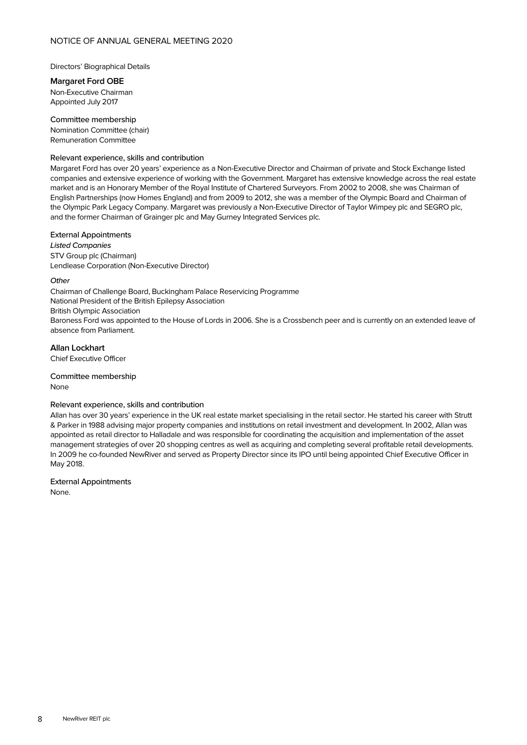Directors' Biographical Details

## Margaret Ford OBE

Non-Executive Chairman
Appointed July 2017

### Committee membership

Nomination Committee (chair)
Remuneration Committee

### Relevant experience, skills and contribution

Margaret Ford has over 20 years' experience as a Non-Executive Director and Chairman of private and Stock Exchange listed companies and extensive experience of working with the Government. Margaret has extensive knowledge across the real estate market and is an Honorary Member of the Royal Institute of Chartered Surveyors. From 2002 to 2008, she was Chairman of English Partnerships (now Homes England) and from 2009 to 2012, she was a member of the Olympic Board and Chairman of the Olympic Park Legacy Company. Margaret was previously a Non-Executive Director of Taylor Wimpey plc and SEGRO plc, and the former Chairman of Grainger plc and May Gurney Integrated Services plc.

### External Appointments

*Listed Companies*

STV Group plc (Chairman)
Lendlease Corporation (Non-Executive Director)

*Other*

Chairman of Challenge Board, Buckingham Palace Reservicing Programme
National President of the British Epilepsy Association
British Olympic Association
Baroness Ford was appointed to the House of Lords in 2006. She is a Crossbench peer and is currently on an extended leave of absence from Parliament.

## Allan Lockhart

Chief Executive Officer

### Committee membership

None

### Relevant experience, skills and contribution

Allan has over 30 years' experience in the UK real estate market specialising in the retail sector. He started his career with Strutt & Parker in 1988 advising major property companies and institutions on retail investment and development. In 2002, Allan was appointed as retail director to Halladale and was responsible for coordinating the acquisition and implementation of the asset management strategies of over 20 shopping centres as well as acquiring and completing several profitable retail developments. In 2009 he co-founded NewRiver and served as Property Director since its IPO until being appointed Chief Executive Officer in May 2018.

### External Appointments

None.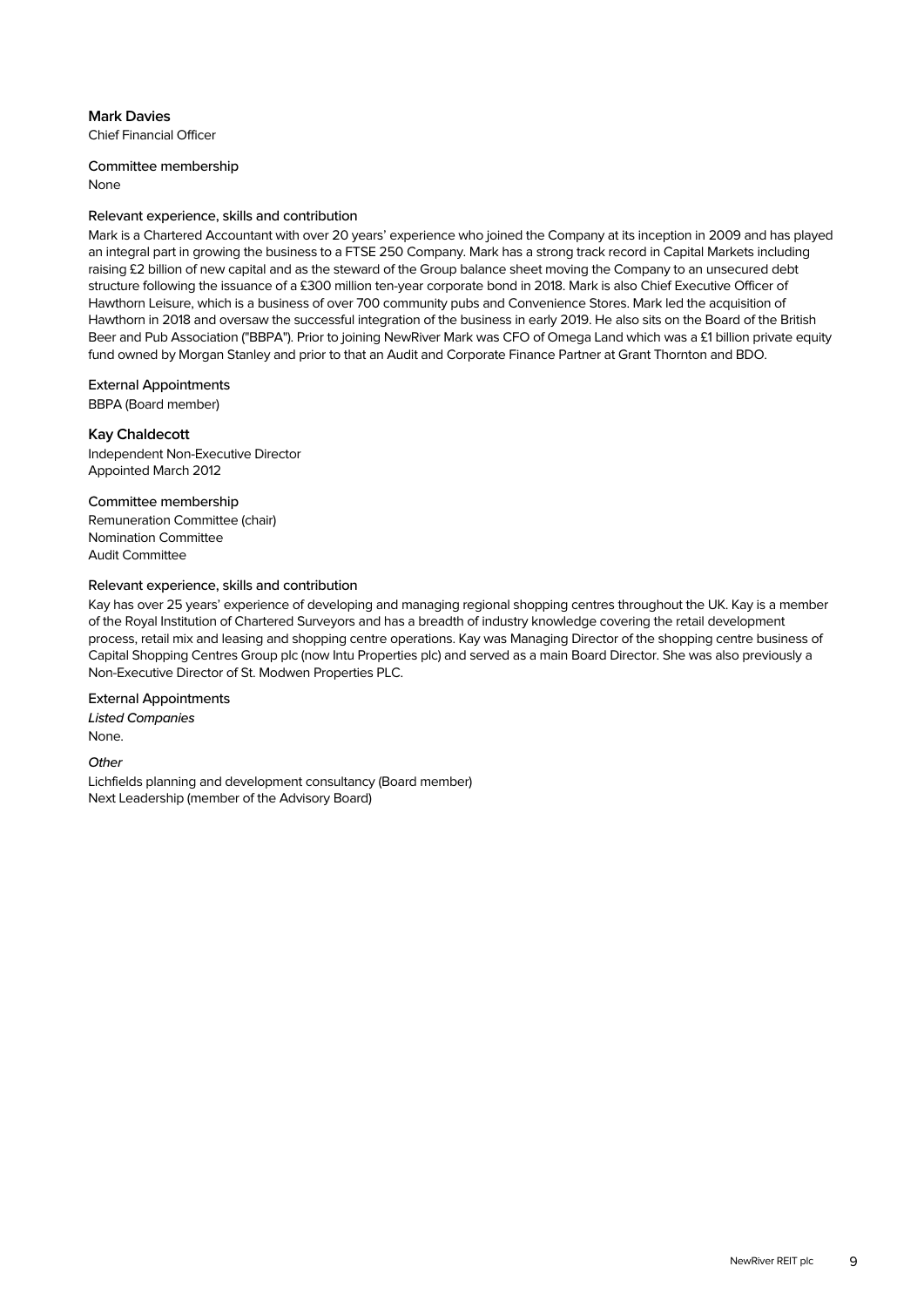## Mark Davies

Chief Financial Officer

### Committee membership

None

### Relevant experience, skills and contribution

Mark is a Chartered Accountant with over 20 years' experience who joined the Company at its inception in 2009 and has played an integral part in growing the business to a FTSE 250 Company. Mark has a strong track record in Capital Markets including raising £2 billion of new capital and as the steward of the Group balance sheet moving the Company to an unsecured debt structure following the issuance of a £300 million ten-year corporate bond in 2018. Mark is also Chief Executive Officer of Hawthorn Leisure, which is a business of over 700 community pubs and Convenience Stores. Mark led the acquisition of Hawthorn in 2018 and oversaw the successful integration of the business in early 2019. He also sits on the Board of the British Beer and Pub Association ("BBPA"). Prior to joining NewRiver Mark was CFO of Omega Land which was a £1 billion private equity fund owned by Morgan Stanley and prior to that an Audit and Corporate Finance Partner at Grant Thornton and BDO.

### External Appointments

BBPA (Board member)

## Kay Chaldecott

Independent Non-Executive Director
Appointed March 2012

### Committee membership

Remuneration Committee (chair)
Nomination Committee
Audit Committee

### Relevant experience, skills and contribution

Kay has over 25 years' experience of developing and managing regional shopping centres throughout the UK. Kay is a member of the Royal Institution of Chartered Surveyors and has a breadth of industry knowledge covering the retail development process, retail mix and leasing and shopping centre operations. Kay was Managing Director of the shopping centre business of Capital Shopping Centres Group plc (now Intu Properties plc) and served as a main Board Director. She was also previously a Non-Executive Director of St. Modwen Properties PLC.

### External Appointments

*Listed Companies*

None.

*Other*

Lichfields planning and development consultancy (Board member)
Next Leadership (member of the Advisory Board)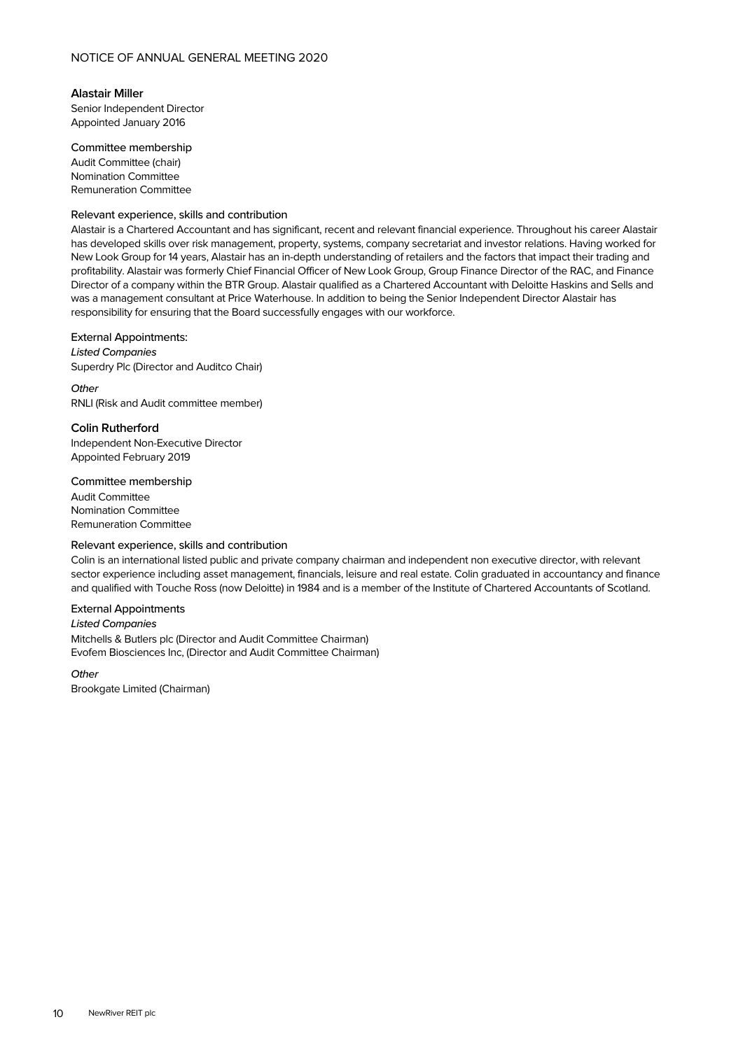### Alastair Miller

Senior Independent Director
Appointed January 2016

#### Committee membership

Audit Committee (chair)
Nomination Committee
Remuneration Committee

#### Relevant experience, skills and contribution

Alastair is a Chartered Accountant and has significant, recent and relevant financial experience. Throughout his career Alastair has developed skills over risk management, property, systems, company secretariat and investor relations. Having worked for New Look Group for 14 years, Alastair has an in-depth understanding of retailers and the factors that impact their trading and profitability. Alastair was formerly Chief Financial Officer of New Look Group, Group Finance Director of the RAC, and Finance Director of a company within the BTR Group. Alastair qualified as a Chartered Accountant with Deloitte Haskins and Sells and was a management consultant at Price Waterhouse. In addition to being the Senior Independent Director Alastair has responsibility for ensuring that the Board successfully engages with our workforce.

#### External Appointments:

*Listed Companies*
Superdry Plc (Director and Auditco Chair)

*Other*
RNLI (Risk and Audit committee member)

### Colin Rutherford

Independent Non-Executive Director
Appointed February 2019

#### Committee membership

Audit Committee
Nomination Committee
Remuneration Committee

#### Relevant experience, skills and contribution

Colin is an international listed public and private company chairman and independent non executive director, with relevant sector experience including asset management, financials, leisure and real estate. Colin graduated in accountancy and finance and qualified with Touche Ross (now Deloitte) in 1984 and is a member of the Institute of Chartered Accountants of Scotland.

#### External Appointments

*Listed Companies*
Mitchells & Butlers plc (Director and Audit Committee Chairman)
Evofem Biosciences Inc, (Director and Audit Committee Chairman)

*Other*
Brookgate Limited (Chairman)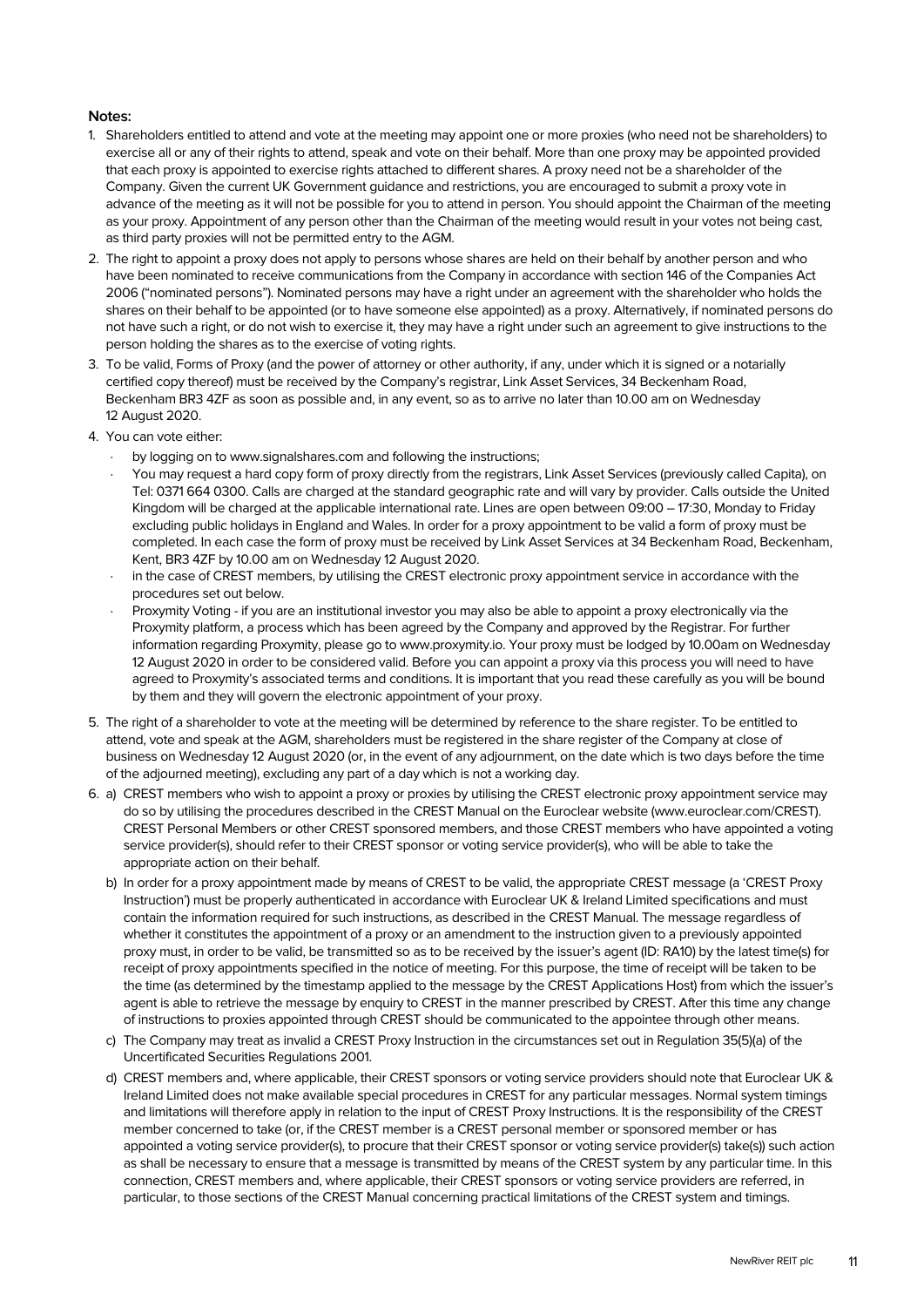**Notes:**

1. Shareholders entitled to attend and vote at the meeting may appoint one or more proxies (who need not be shareholders) to exercise all or any of their rights to attend, speak and vote on their behalf. More than one proxy may be appointed provided that each proxy is appointed to exercise rights attached to different shares. A proxy need not be a shareholder of the Company. Given the current UK Government guidance and restrictions, you are encouraged to submit a proxy vote in advance of the meeting as it will not be possible for you to attend in person. You should appoint the Chairman of the meeting as your proxy. Appointment of any person other than the Chairman of the meeting would result in your votes not being cast, as third party proxies will not be permitted entry to the AGM.
2. The right to appoint a proxy does not apply to persons whose shares are held on their behalf by another person and who have been nominated to receive communications from the Company in accordance with section 146 of the Companies Act 2006 ("nominated persons"). Nominated persons may have a right under an agreement with the shareholder who holds the shares on their behalf to be appointed (or to have someone else appointed) as a proxy. Alternatively, if nominated persons do not have such a right, or do not wish to exercise it, they may have a right under such an agreement to give instructions to the person holding the shares as to the exercise of voting rights.
3. To be valid, Forms of Proxy (and the power of attorney or other authority, if any, under which it is signed or a notarially certified copy thereof) must be received by the Company's registrar, Link Asset Services, 34 Beckenham Road, Beckenham BR3 4ZF as soon as possible and, in any event, so as to arrive no later than 10.00 am on Wednesday 12 August 2020.
4. You can vote either:
   - by logging on to www.signalshares.com and following the instructions;
   - You may request a hard copy form of proxy directly from the registrars, Link Asset Services (previously called Capita), on Tel: 0371 664 0300. Calls are charged at the standard geographic rate and will vary by provider. Calls outside the United Kingdom will be charged at the applicable international rate. Lines are open between 09:00 – 17:30, Monday to Friday excluding public holidays in England and Wales. In order for a proxy appointment to be valid a form of proxy must be completed. In each case the form of proxy must be received by Link Asset Services at 34 Beckenham Road, Beckenham, Kent, BR3 4ZF by 10.00 am on Wednesday 12 August 2020.
   - in the case of CREST members, by utilising the CREST electronic proxy appointment service in accordance with the procedures set out below.
   - Proxymity Voting - if you are an institutional investor you may also be able to appoint a proxy electronically via the Proxymity platform, a process which has been agreed by the Company and approved by the Registrar. For further information regarding Proxymity, please go to www.proxymity.io. Your proxy must be lodged by 10.00am on Wednesday 12 August 2020 in order to be considered valid. Before you can appoint a proxy via this process you will need to have agreed to Proxymity's associated terms and conditions. It is important that you read these carefully as you will be bound by them and they will govern the electronic appointment of your proxy.
5. The right of a shareholder to vote at the meeting will be determined by reference to the share register. To be entitled to attend, vote and speak at the AGM, shareholders must be registered in the share register of the Company at close of business on Wednesday 12 August 2020 (or, in the event of any adjournment, on the date which is two days before the time of the adjourned meeting), excluding any part of a day which is not a working day.
6. a) CREST members who wish to appoint a proxy or proxies by utilising the CREST electronic proxy appointment service may do so by utilising the procedures described in the CREST Manual on the Euroclear website (www.euroclear.com/CREST). CREST Personal Members or other CREST sponsored members, and those CREST members who have appointed a voting service provider(s), should refer to their CREST sponsor or voting service provider(s), who will be able to take the appropriate action on their behalf.

   b) In order for a proxy appointment made by means of CREST to be valid, the appropriate CREST message (a 'CREST Proxy Instruction') must be properly authenticated in accordance with Euroclear UK & Ireland Limited specifications and must contain the information required for such instructions, as described in the CREST Manual. The message regardless of whether it constitutes the appointment of a proxy or an amendment to the instruction given to a previously appointed proxy must, in order to be valid, be transmitted so as to be received by the issuer's agent (ID: RA10) by the latest time(s) for receipt of proxy appointments specified in the notice of meeting. For this purpose, the time of receipt will be taken to be the time (as determined by the timestamp applied to the message by the CREST Applications Host) from which the issuer's agent is able to retrieve the message by enquiry to CREST in the manner prescribed by CREST. After this time any change of instructions to proxies appointed through CREST should be communicated to the appointee through other means.

   c) The Company may treat as invalid a CREST Proxy Instruction in the circumstances set out in Regulation 35(5)(a) of the Uncertificated Securities Regulations 2001.

   d) CREST members and, where applicable, their CREST sponsors or voting service providers should note that Euroclear UK & Ireland Limited does not make available special procedures in CREST for any particular messages. Normal system timings and limitations will therefore apply in relation to the input of CREST Proxy Instructions. It is the responsibility of the CREST member concerned to take (or, if the CREST member is a CREST personal member or sponsored member or has appointed a voting service provider(s), to procure that their CREST sponsor or voting service provider(s) take(s)) such action as shall be necessary to ensure that a message is transmitted by means of the CREST system by any particular time. In this connection, CREST members and, where applicable, their CREST sponsors or voting service providers are referred, in particular, to those sections of the CREST Manual concerning practical limitations of the CREST system and timings.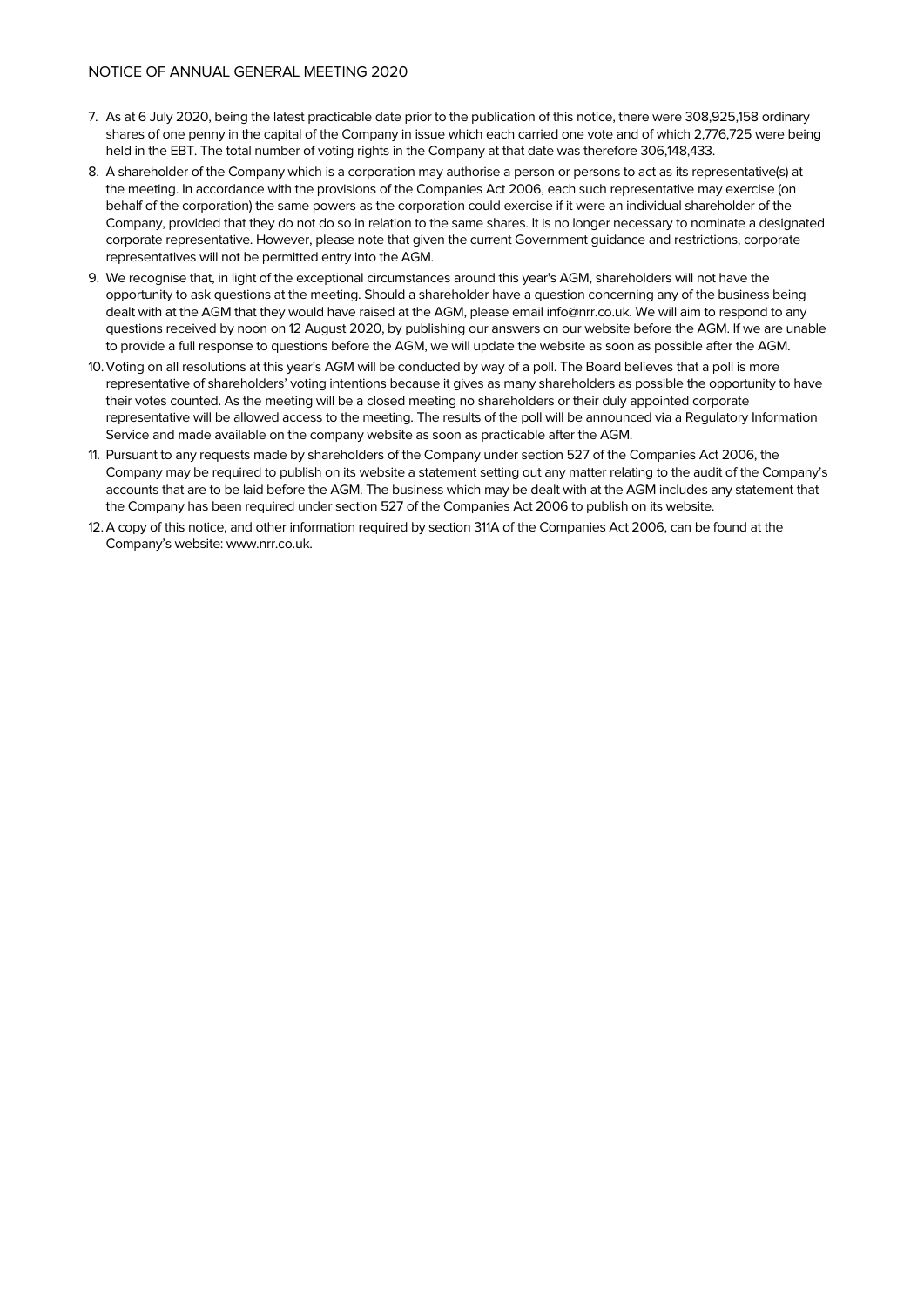7. As at 6 July 2020, being the latest practicable date prior to the publication of this notice, there were 308,925,158 ordinary shares of one penny in the capital of the Company in issue which each carried one vote and of which 2,776,725 were being held in the EBT. The total number of voting rights in the Company at that date was therefore 306,148,433.
8. A shareholder of the Company which is a corporation may authorise a person or persons to act as its representative(s) at the meeting. In accordance with the provisions of the Companies Act 2006, each such representative may exercise (on behalf of the corporation) the same powers as the corporation could exercise if it were an individual shareholder of the Company, provided that they do not do so in relation to the same shares. It is no longer necessary to nominate a designated corporate representative. However, please note that given the current Government guidance and restrictions, corporate representatives will not be permitted entry into the AGM.
9. We recognise that, in light of the exceptional circumstances around this year's AGM, shareholders will not have the opportunity to ask questions at the meeting. Should a shareholder have a question concerning any of the business being dealt with at the AGM that they would have raised at the AGM, please email info@nrr.co.uk. We will aim to respond to any questions received by noon on 12 August 2020, by publishing our answers on our website before the AGM. If we are unable to provide a full response to questions before the AGM, we will update the website as soon as possible after the AGM.
10. Voting on all resolutions at this year's AGM will be conducted by way of a poll. The Board believes that a poll is more representative of shareholders' voting intentions because it gives as many shareholders as possible the opportunity to have their votes counted. As the meeting will be a closed meeting no shareholders or their duly appointed corporate representative will be allowed access to the meeting. The results of the poll will be announced via a Regulatory Information Service and made available on the company website as soon as practicable after the AGM.
11. Pursuant to any requests made by shareholders of the Company under section 527 of the Companies Act 2006, the Company may be required to publish on its website a statement setting out any matter relating to the audit of the Company's accounts that are to be laid before the AGM. The business which may be dealt with at the AGM includes any statement that the Company has been required under section 527 of the Companies Act 2006 to publish on its website.
12. A copy of this notice, and other information required by section 311A of the Companies Act 2006, can be found at the Company's website: www.nrr.co.uk.